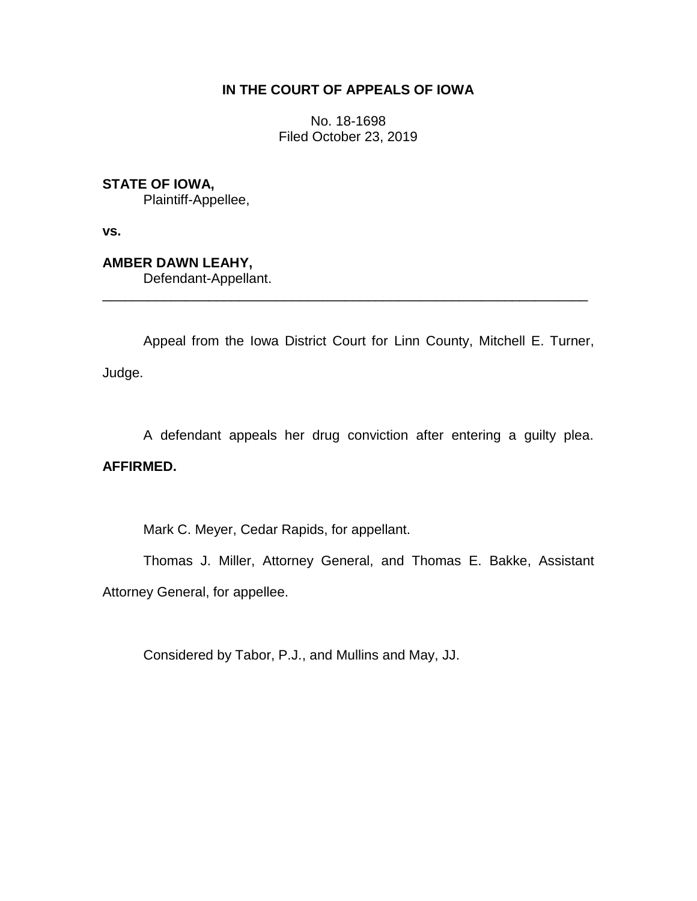**IN THE COURT OF APPEALS OF IOWA**

No. 18-1698
Filed October 23, 2019

**STATE OF IOWA,**
Plaintiff-Appellee,

**vs.**

**AMBER DAWN LEAHY,**
Defendant-Appellant.

---

Appeal from the Iowa District Court for Linn County, Mitchell E. Turner, Judge.

A defendant appeals her drug conviction after entering a guilty plea. **AFFIRMED.**

Mark C. Meyer, Cedar Rapids, for appellant.

Thomas J. Miller, Attorney General, and Thomas E. Bakke, Assistant Attorney General, for appellee.

Considered by Tabor, P.J., and Mullins and May, JJ.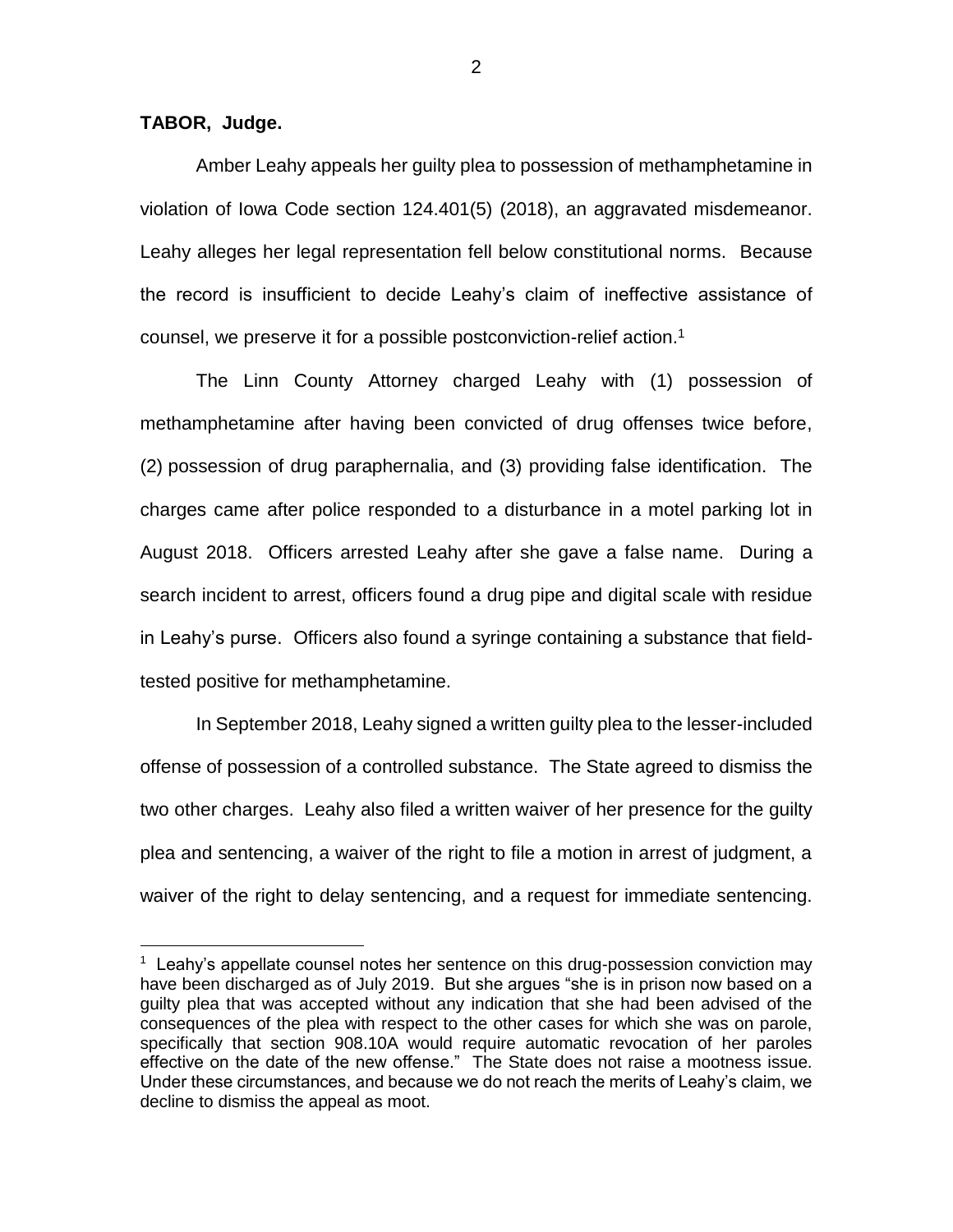**TABOR, Judge.**

Amber Leahy appeals her guilty plea to possession of methamphetamine in violation of Iowa Code section 124.401(5) (2018), an aggravated misdemeanor. Leahy alleges her legal representation fell below constitutional norms. Because the record is insufficient to decide Leahy's claim of ineffective assistance of counsel, we preserve it for a possible postconviction-relief action.[1]

The Linn County Attorney charged Leahy with (1) possession of methamphetamine after having been convicted of drug offenses twice before, (2) possession of drug paraphernalia, and (3) providing false identification. The charges came after police responded to a disturbance in a motel parking lot in August 2018. Officers arrested Leahy after she gave a false name. During a search incident to arrest, officers found a drug pipe and digital scale with residue in Leahy's purse. Officers also found a syringe containing a substance that field-tested positive for methamphetamine.

In September 2018, Leahy signed a written guilty plea to the lesser-included offense of possession of a controlled substance. The State agreed to dismiss the two other charges. Leahy also filed a written waiver of her presence for the guilty plea and sentencing, a waiver of the right to file a motion in arrest of judgment, a waiver of the right to delay sentencing, and a request for immediate sentencing.

---

[1] Leahy's appellate counsel notes her sentence on this drug-possession conviction may have been discharged as of July 2019. But she argues "she is in prison now based on a guilty plea that was accepted without any indication that she had been advised of the consequences of the plea with respect to the other cases for which she was on parole, specifically that section 908.10A would require automatic revocation of her paroles effective on the date of the new offense." The State does not raise a mootness issue. Under these circumstances, and because we do not reach the merits of Leahy's claim, we decline to dismiss the appeal as moot.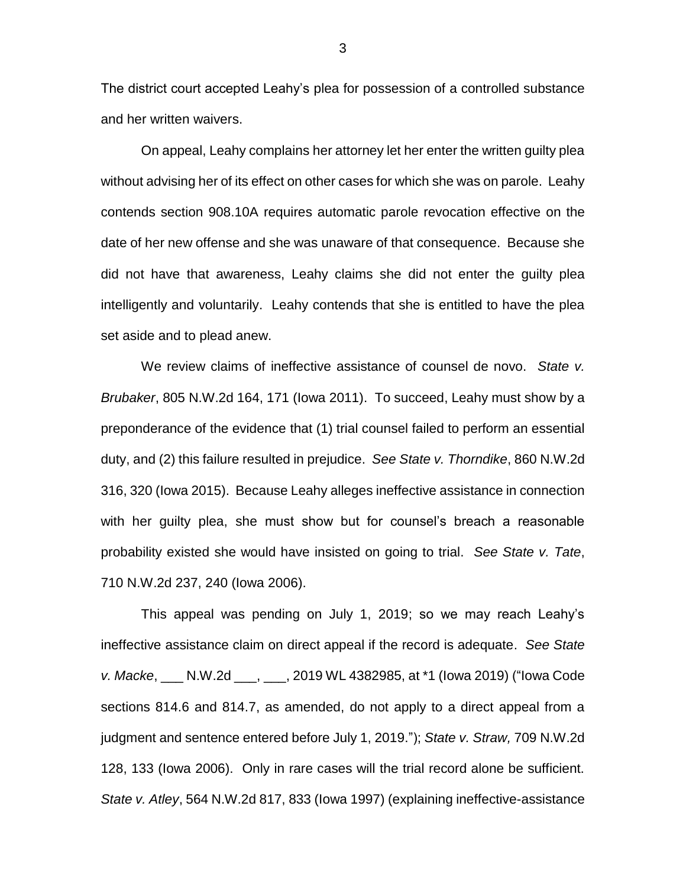The district court accepted Leahy's plea for possession of a controlled substance and her written waivers.

On appeal, Leahy complains her attorney let her enter the written guilty plea without advising her of its effect on other cases for which she was on parole. Leahy contends section 908.10A requires automatic parole revocation effective on the date of her new offense and she was unaware of that consequence. Because she did not have that awareness, Leahy claims she did not enter the guilty plea intelligently and voluntarily. Leahy contends that she is entitled to have the plea set aside and to plead anew.

We review claims of ineffective assistance of counsel de novo. *State v. Brubaker*, 805 N.W.2d 164, 171 (Iowa 2011). To succeed, Leahy must show by a preponderance of the evidence that (1) trial counsel failed to perform an essential duty, and (2) this failure resulted in prejudice. *See State v. Thorndike*, 860 N.W.2d 316, 320 (Iowa 2015). Because Leahy alleges ineffective assistance in connection with her guilty plea, she must show but for counsel's breach a reasonable probability existed she would have insisted on going to trial. *See State v. Tate*, 710 N.W.2d 237, 240 (Iowa 2006).

This appeal was pending on July 1, 2019; so we may reach Leahy's ineffective assistance claim on direct appeal if the record is adequate. *See State v. Macke*, ___ N.W.2d ___, ___, 2019 WL 4382985, at *1 (Iowa 2019) ("Iowa Code sections 814.6 and 814.7, as amended, do not apply to a direct appeal from a judgment and sentence entered before July 1, 2019."); *State v. Straw,* 709 N.W.2d 128, 133 (Iowa 2006). Only in rare cases will the trial record alone be sufficient. *State v. Atley*, 564 N.W.2d 817, 833 (Iowa 1997) (explaining ineffective-assistance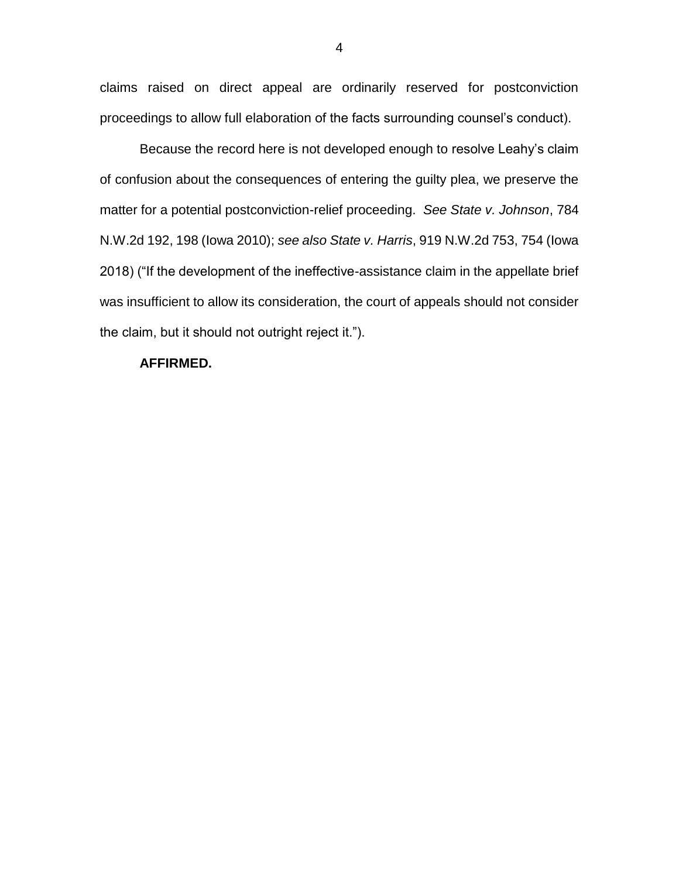claims raised on direct appeal are ordinarily reserved for postconviction proceedings to allow full elaboration of the facts surrounding counsel's conduct).

Because the record here is not developed enough to resolve Leahy's claim of confusion about the consequences of entering the guilty plea, we preserve the matter for a potential postconviction-relief proceeding. *See State v. Johnson*, 784 N.W.2d 192, 198 (Iowa 2010); *see also State v. Harris*, 919 N.W.2d 753, 754 (Iowa 2018) ("If the development of the ineffective-assistance claim in the appellate brief was insufficient to allow its consideration, the court of appeals should not consider the claim, but it should not outright reject it.").

**AFFIRMED.**